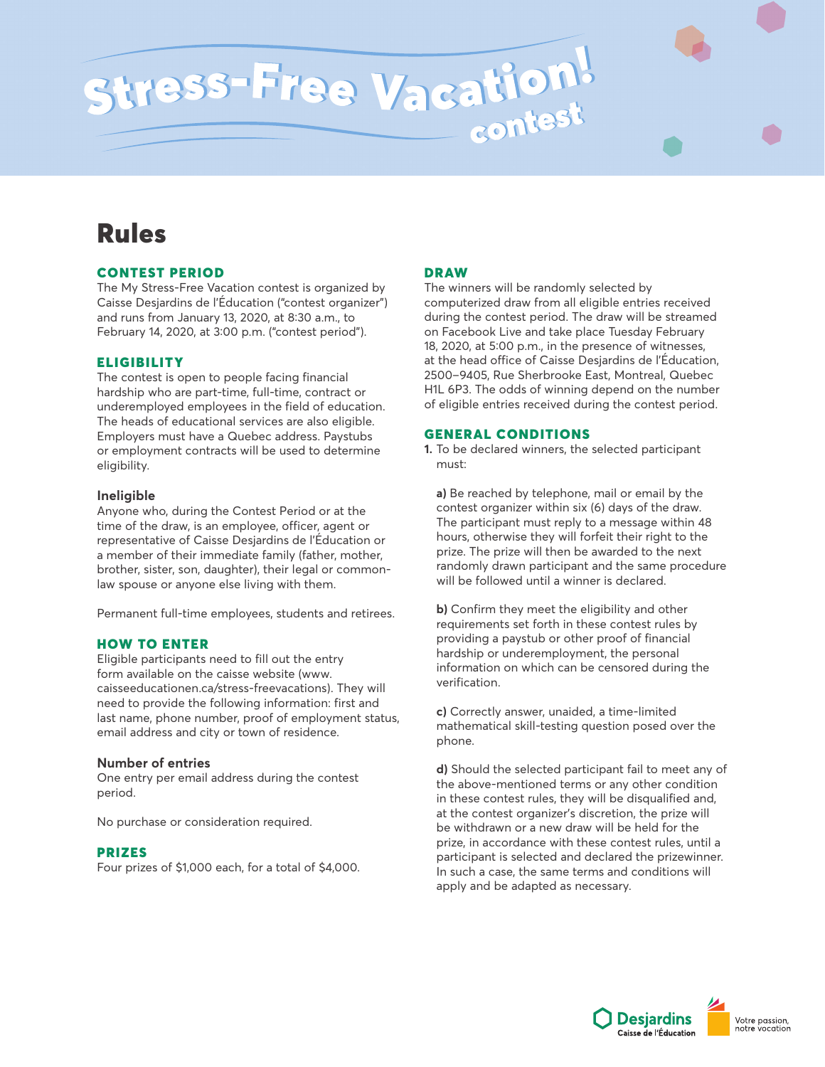# Stress-Free Vacation! contest

## Rules

### CONTEST PERIOD

The My Stress-Free Vacation contest is organized by Caisse Desjardins de l'Éducation ("contest organizer") and runs from January 13, 2020, at 8:30 a.m., to February 14, 2020, at 3:00 p.m. ("contest period").

### ELIGIBILITY

The contest is open to people facing financial hardship who are part-time, full-time, contract or underemployed employees in the field of education. The heads of educational services are also eligible. Employers must have a Quebec address. Paystubs or employment contracts will be used to determine eligibility.

#### Ineligible

Anyone who, during the Contest Period or at the time of the draw, is an employee, officer, agent or representative of Caisse Desjardins de l'Éducation or a member of their immediate family (father, mother, brother, sister, son, daughter), their legal or common-law spouse or anyone else living with them.

Permanent full-time employees, students and retirees.

### HOW TO ENTER

Eligible participants need to fill out the entry form available on the caisse website (www.caisseeducationen.ca/stress-freevacations). They will need to provide the following information: first and last name, phone number, proof of employment status, email address and city or town of residence.

#### Number of entries

One entry per email address during the contest period.

No purchase or consideration required.

### PRIZES

Four prizes of $1,000 each, for a total of $4,000.

### DRAW

The winners will be randomly selected by computerized draw from all eligible entries received during the contest period. The draw will be streamed on Facebook Live and take place Tuesday February 18, 2020, at 5:00 p.m., in the presence of witnesses, at the head office of Caisse Desjardins de l'Éducation, 2500–9405, Rue Sherbrooke East, Montreal, Quebec H1L 6P3. The odds of winning depend on the number of eligible entries received during the contest period.

### GENERAL CONDITIONS

**1.** To be declared winners, the selected participant must:

**a)** Be reached by telephone, mail or email by the contest organizer within six (6) days of the draw. The participant must reply to a message within 48 hours, otherwise they will forfeit their right to the prize. The prize will then be awarded to the next randomly drawn participant and the same procedure will be followed until a winner is declared.

**b)** Confirm they meet the eligibility and other requirements set forth in these contest rules by providing a paystub or other proof of financial hardship or underemployment, the personal information on which can be censored during the verification.

**c)** Correctly answer, unaided, a time-limited mathematical skill-testing question posed over the phone.

**d)** Should the selected participant fail to meet any of the above-mentioned terms or any other condition in these contest rules, they will be disqualified and, at the contest organizer's discretion, the prize will be withdrawn or a new draw will be held for the prize, in accordance with these contest rules, until a participant is selected and declared the prizewinner. In such a case, the same terms and conditions will apply and be adapted as necessary.

Desjardins Caisse de l'Éducation — Votre passion, notre vocation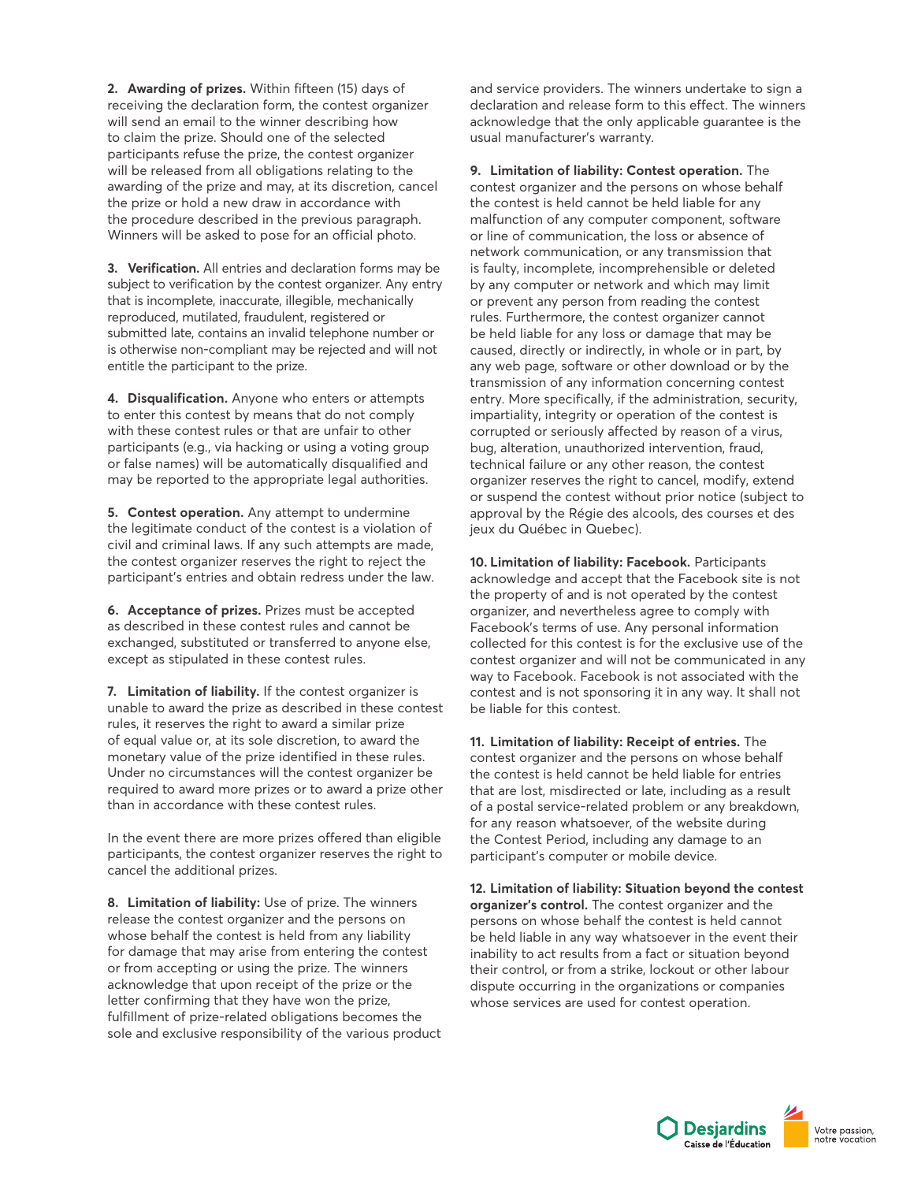**2. Awarding of prizes.** Within fifteen (15) days of receiving the declaration form, the contest organizer will send an email to the winner describing how to claim the prize. Should one of the selected participants refuse the prize, the contest organizer will be released from all obligations relating to the awarding of the prize and may, at its discretion, cancel the prize or hold a new draw in accordance with the procedure described in the previous paragraph. Winners will be asked to pose for an official photo.

**3. Verification.** All entries and declaration forms may be subject to verification by the contest organizer. Any entry that is incomplete, inaccurate, illegible, mechanically reproduced, mutilated, fraudulent, registered or submitted late, contains an invalid telephone number or is otherwise non-compliant may be rejected and will not entitle the participant to the prize.

**4. Disqualification.** Anyone who enters or attempts to enter this contest by means that do not comply with these contest rules or that are unfair to other participants (e.g., via hacking or using a voting group or false names) will be automatically disqualified and may be reported to the appropriate legal authorities.

**5. Contest operation.** Any attempt to undermine the legitimate conduct of the contest is a violation of civil and criminal laws. If any such attempts are made, the contest organizer reserves the right to reject the participant's entries and obtain redress under the law.

**6. Acceptance of prizes.** Prizes must be accepted as described in these contest rules and cannot be exchanged, substituted or transferred to anyone else, except as stipulated in these contest rules.

**7. Limitation of liability.** If the contest organizer is unable to award the prize as described in these contest rules, it reserves the right to award a similar prize of equal value or, at its sole discretion, to award the monetary value of the prize identified in these rules. Under no circumstances will the contest organizer be required to award more prizes or to award a prize other than in accordance with these contest rules.

In the event there are more prizes offered than eligible participants, the contest organizer reserves the right to cancel the additional prizes.

**8. Limitation of liability:** Use of prize. The winners release the contest organizer and the persons on whose behalf the contest is held from any liability for damage that may arise from entering the contest or from accepting or using the prize. The winners acknowledge that upon receipt of the prize or the letter confirming that they have won the prize, fulfillment of prize-related obligations becomes the sole and exclusive responsibility of the various product and service providers. The winners undertake to sign a declaration and release form to this effect. The winners acknowledge that the only applicable guarantee is the usual manufacturer's warranty.

**9. Limitation of liability: Contest operation.** The contest organizer and the persons on whose behalf the contest is held cannot be held liable for any malfunction of any computer component, software or line of communication, the loss or absence of network communication, or any transmission that is faulty, incomplete, incomprehensible or deleted by any computer or network and which may limit or prevent any person from reading the contest rules. Furthermore, the contest organizer cannot be held liable for any loss or damage that may be caused, directly or indirectly, in whole or in part, by any web page, software or other download or by the transmission of any information concerning contest entry. More specifically, if the administration, security, impartiality, integrity or operation of the contest is corrupted or seriously affected by reason of a virus, bug, alteration, unauthorized intervention, fraud, technical failure or any other reason, the contest organizer reserves the right to cancel, modify, extend or suspend the contest without prior notice (subject to approval by the Régie des alcools, des courses et des jeux du Québec in Quebec).

**10. Limitation of liability: Facebook.** Participants acknowledge and accept that the Facebook site is not the property of and is not operated by the contest organizer, and nevertheless agree to comply with Facebook's terms of use. Any personal information collected for this contest is for the exclusive use of the contest organizer and will not be communicated in any way to Facebook. Facebook is not associated with the contest and is not sponsoring it in any way. It shall not be liable for this contest.

**11. Limitation of liability: Receipt of entries.** The contest organizer and the persons on whose behalf the contest is held cannot be held liable for entries that are lost, misdirected or late, including as a result of a postal service-related problem or any breakdown, for any reason whatsoever, of the website during the Contest Period, including any damage to an participant's computer or mobile device.

**12. Limitation of liability: Situation beyond the contest organizer's control.** The contest organizer and the persons on whose behalf the contest is held cannot be held liable in any way whatsoever in the event their inability to act results from a fact or situation beyond their control, or from a strike, lockout or other labour dispute occurring in the organizations or companies whose services are used for contest operation.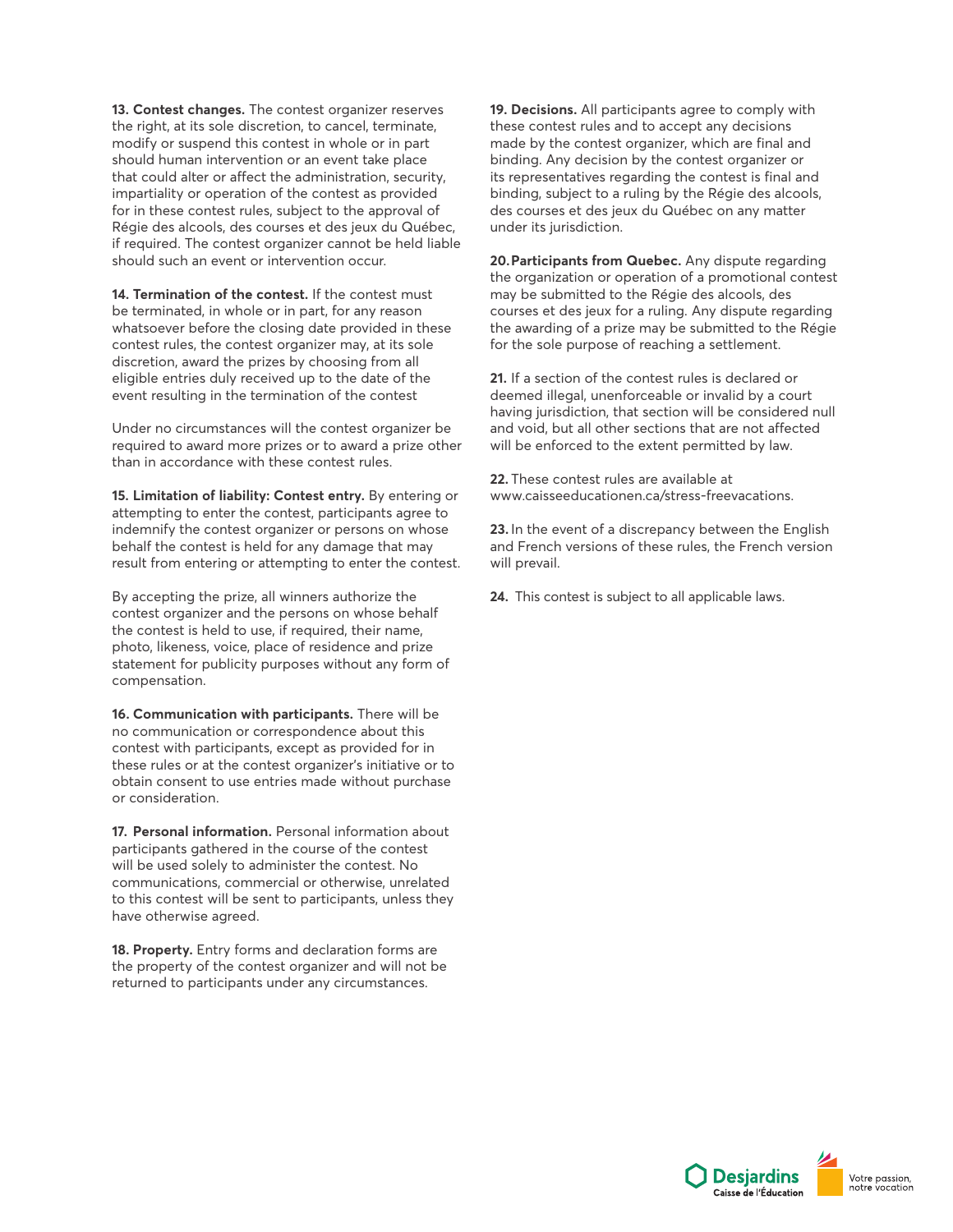**13. Contest changes.** The contest organizer reserves the right, at its sole discretion, to cancel, terminate, modify or suspend this contest in whole or in part should human intervention or an event take place that could alter or affect the administration, security, impartiality or operation of the contest as provided for in these contest rules, subject to the approval of Régie des alcools, des courses et des jeux du Québec, if required. The contest organizer cannot be held liable should such an event or intervention occur.

**14. Termination of the contest.** If the contest must be terminated, in whole or in part, for any reason whatsoever before the closing date provided in these contest rules, the contest organizer may, at its sole discretion, award the prizes by choosing from all eligible entries duly received up to the date of the event resulting in the termination of the contest

Under no circumstances will the contest organizer be required to award more prizes or to award a prize other than in accordance with these contest rules.

**15. Limitation of liability: Contest entry.** By entering or attempting to enter the contest, participants agree to indemnify the contest organizer or persons on whose behalf the contest is held for any damage that may result from entering or attempting to enter the contest.

By accepting the prize, all winners authorize the contest organizer and the persons on whose behalf the contest is held to use, if required, their name, photo, likeness, voice, place of residence and prize statement for publicity purposes without any form of compensation.

**16. Communication with participants.** There will be no communication or correspondence about this contest with participants, except as provided for in these rules or at the contest organizer's initiative or to obtain consent to use entries made without purchase or consideration.

**17. Personal information.** Personal information about participants gathered in the course of the contest will be used solely to administer the contest. No communications, commercial or otherwise, unrelated to this contest will be sent to participants, unless they have otherwise agreed.

**18. Property.** Entry forms and declaration forms are the property of the contest organizer and will not be returned to participants under any circumstances.

**19. Decisions.** All participants agree to comply with these contest rules and to accept any decisions made by the contest organizer, which are final and binding. Any decision by the contest organizer or its representatives regarding the contest is final and binding, subject to a ruling by the Régie des alcools, des courses et des jeux du Québec on any matter under its jurisdiction.

**20. Participants from Quebec.** Any dispute regarding the organization or operation of a promotional contest may be submitted to the Régie des alcools, des courses et des jeux for a ruling. Any dispute regarding the awarding of a prize may be submitted to the Régie for the sole purpose of reaching a settlement.

**21.** If a section of the contest rules is declared or deemed illegal, unenforceable or invalid by a court having jurisdiction, that section will be considered null and void, but all other sections that are not affected will be enforced to the extent permitted by law.

**22.** These contest rules are available at www.caisseeducationen.ca/stress-freevacations.

**23.** In the event of a discrepancy between the English and French versions of these rules, the French version will prevail.

**24.** This contest is subject to all applicable laws.

Desjardins
Caisse de l'Éducation

Votre passion,
notre vocation